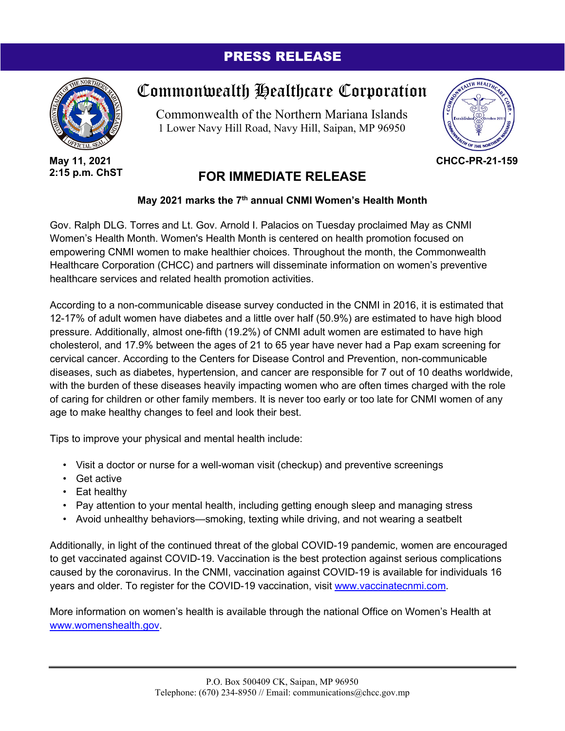# PRESS RELEASE

## Commonwealth Healthcare Corporation

Commonwealth of the Northern Mariana Islands
1 Lower Navy Hill Road, Navy Hill, Saipan, MP 96950

**May 11, 2021**
**2:15 p.m. ChST**

**CHCC-PR-21-159**

## FOR IMMEDIATE RELEASE

**May 2021 marks the 7th annual CNMI Women's Health Month**

Gov. Ralph DLG. Torres and Lt. Gov. Arnold I. Palacios on Tuesday proclaimed May as CNMI Women's Health Month. Women's Health Month is centered on health promotion focused on empowering CNMI women to make healthier choices. Throughout the month, the Commonwealth Healthcare Corporation (CHCC) and partners will disseminate information on women's preventive healthcare services and related health promotion activities.

According to a non-communicable disease survey conducted in the CNMI in 2016, it is estimated that 12-17% of adult women have diabetes and a little over half (50.9%) are estimated to have high blood pressure. Additionally, almost one-fifth (19.2%) of CNMI adult women are estimated to have high cholesterol, and 17.9% between the ages of 21 to 65 year have never had a Pap exam screening for cervical cancer. According to the Centers for Disease Control and Prevention, non-communicable diseases, such as diabetes, hypertension, and cancer are responsible for 7 out of 10 deaths worldwide, with the burden of these diseases heavily impacting women who are often times charged with the role of caring for children or other family members. It is never too early or too late for CNMI women of any age to make healthy changes to feel and look their best.

Tips to improve your physical and mental health include:

- Visit a doctor or nurse for a well-woman visit (checkup) and preventive screenings
- Get active
- Eat healthy
- Pay attention to your mental health, including getting enough sleep and managing stress
- Avoid unhealthy behaviors—smoking, texting while driving, and not wearing a seatbelt

Additionally, in light of the continued threat of the global COVID-19 pandemic, women are encouraged to get vaccinated against COVID-19. Vaccination is the best protection against serious complications caused by the coronavirus. In the CNMI, vaccination against COVID-19 is available for individuals 16 years and older. To register for the COVID-19 vaccination, visit www.vaccinatecnmi.com.

More information on women's health is available through the national Office on Women's Health at www.womenshealth.gov.

P.O. Box 500409 CK, Saipan, MP 96950
Telephone: (670) 234-8950 // Email: communications@chcc.gov.mp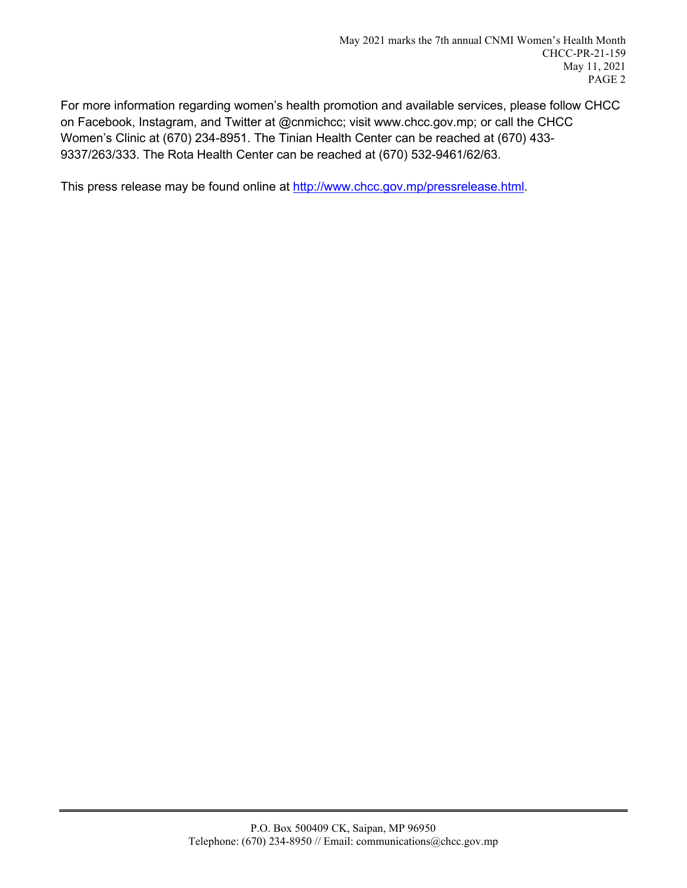For more information regarding women's health promotion and available services, please follow CHCC on Facebook, Instagram, and Twitter at @cnmichcc; visit www.chcc.gov.mp; or call the CHCC Women's Clinic at (670) 234-8951. The Tinian Health Center can be reached at (670) 433-9337/263/333. The Rota Health Center can be reached at (670) 532-9461/62/63.

This press release may be found online at http://www.chcc.gov.mp/pressrelease.html.